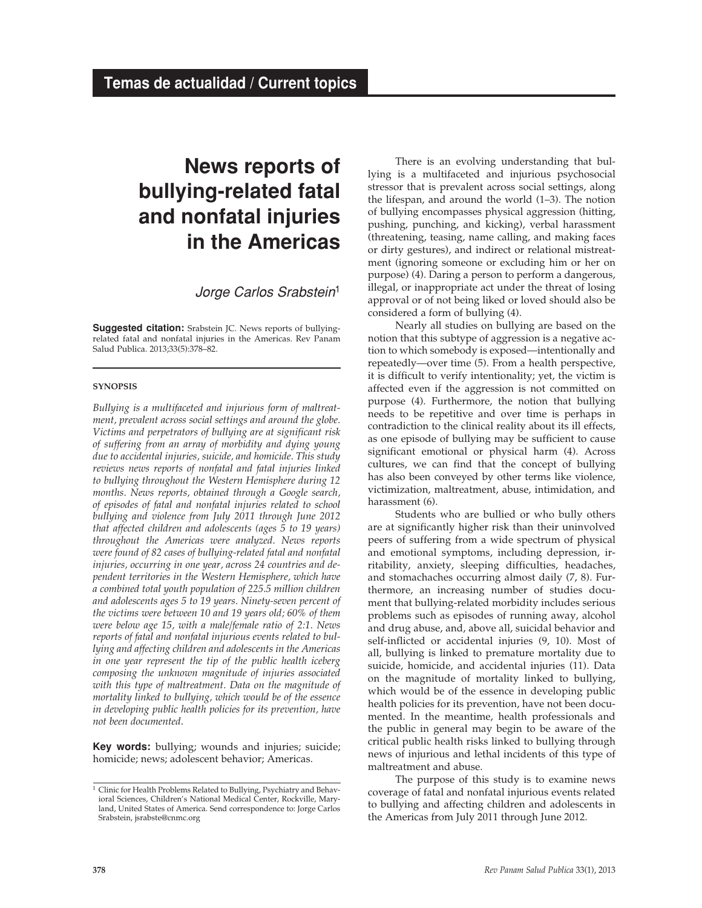## Temas de actualidad / Current topics

# News reports of bullying-related fatal and nonfatal injuries in the Americas

*Jorge Carlos Srabstein*[1]

**Suggested citation:** Srabstein JC. News reports of bullying-related fatal and nonfatal injuries in the Americas. Rev Panam Salud Publica. 2013;33(5):378–82.

### SYNOPSIS

*Bullying is a multifaceted and injurious form of maltreatment, prevalent across social settings and around the globe. Victims and perpetrators of bullying are at significant risk of suffering from an array of morbidity and dying young due to accidental injuries, suicide, and homicide. This study reviews news reports of nonfatal and fatal injuries linked to bullying throughout the Western Hemisphere during 12 months. News reports, obtained through a Google search, of episodes of fatal and nonfatal injuries related to school bullying and violence from July 2011 through June 2012 that affected children and adolescents (ages 5 to 19 years) throughout the Americas were analyzed. News reports were found of 82 cases of bullying-related fatal and nonfatal injuries, occurring in one year, across 24 countries and dependent territories in the Western Hemisphere, which have a combined total youth population of 225.5 million children and adolescents ages 5 to 19 years. Ninety-seven percent of the victims were between 10 and 19 years old; 60% of them were below age 15, with a male/female ratio of 2:1. News reports of fatal and nonfatal injurious events related to bullying and affecting children and adolescents in the Americas in one year represent the tip of the public health iceberg composing the unknown magnitude of injuries associated with this type of maltreatment. Data on the magnitude of mortality linked to bullying, which would be of the essence in developing public health policies for its prevention, have not been documented.*

**Key words:** bullying; wounds and injuries; suicide; homicide; news; adolescent behavior; Americas.

[1] Clinic for Health Problems Related to Bullying, Psychiatry and Behavioral Sciences, Children's National Medical Center, Rockville, Maryland, United States of America. Send correspondence to: Jorge Carlos Srabstein, jsrabste@cnmc.org

There is an evolving understanding that bullying is a multifaceted and injurious psychosocial stressor that is prevalent across social settings, along the lifespan, and around the world (1–3). The notion of bullying encompasses physical aggression (hitting, pushing, punching, and kicking), verbal harassment (threatening, teasing, name calling, and making faces or dirty gestures), and indirect or relational mistreatment (ignoring someone or excluding him or her on purpose) (4). Daring a person to perform a dangerous, illegal, or inappropriate act under the threat of losing approval or of not being liked or loved should also be considered a form of bullying (4).

Nearly all studies on bullying are based on the notion that this subtype of aggression is a negative action to which somebody is exposed—intentionally and repeatedly—over time (5). From a health perspective, it is difficult to verify intentionality; yet, the victim is affected even if the aggression is not committed on purpose (4). Furthermore, the notion that bullying needs to be repetitive and over time is perhaps in contradiction to the clinical reality about its ill effects, as one episode of bullying may be sufficient to cause significant emotional or physical harm (4). Across cultures, we can find that the concept of bullying has also been conveyed by other terms like violence, victimization, maltreatment, abuse, intimidation, and harassment (6).

Students who are bullied or who bully others are at significantly higher risk than their uninvolved peers of suffering from a wide spectrum of physical and emotional symptoms, including depression, irritability, anxiety, sleeping difficulties, headaches, and stomachaches occurring almost daily (7, 8). Furthermore, an increasing number of studies document that bullying-related morbidity includes serious problems such as episodes of running away, alcohol and drug abuse, and, above all, suicidal behavior and self-inflicted or accidental injuries (9, 10). Most of all, bullying is linked to premature mortality due to suicide, homicide, and accidental injuries (11). Data on the magnitude of mortality linked to bullying, which would be of the essence in developing public health policies for its prevention, have not been documented. In the meantime, health professionals and the public in general may begin to be aware of the critical public health risks linked to bullying through news of injurious and lethal incidents of this type of maltreatment and abuse.

The purpose of this study is to examine news coverage of fatal and nonfatal injurious events related to bullying and affecting children and adolescents in the Americas from July 2011 through June 2012.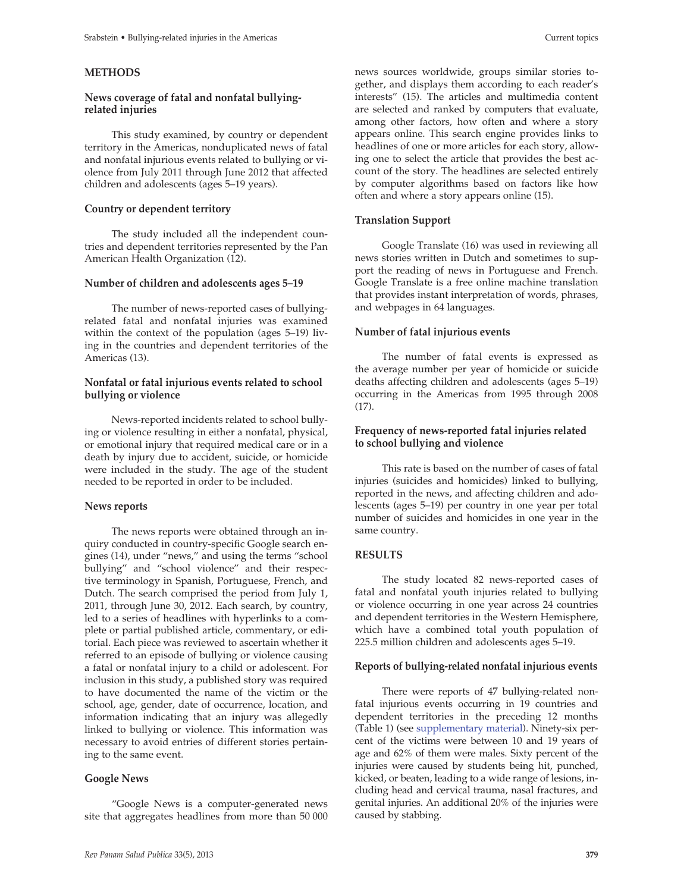## METHODS

### News coverage of fatal and nonfatal bullying-related injuries

This study examined, by country or dependent territory in the Americas, nonduplicated news of fatal and nonfatal injurious events related to bullying or violence from July 2011 through June 2012 that affected children and adolescents (ages 5–19 years).

### Country or dependent territory

The study included all the independent countries and dependent territories represented by the Pan American Health Organization (12).

### Number of children and adolescents ages 5–19

The number of news-reported cases of bullying-related fatal and nonfatal injuries was examined within the context of the population (ages 5–19) living in the countries and dependent territories of the Americas (13).

### Nonfatal or fatal injurious events related to school bullying or violence

News-reported incidents related to school bullying or violence resulting in either a nonfatal, physical, or emotional injury that required medical care or in a death by injury due to accident, suicide, or homicide were included in the study. The age of the student needed to be reported in order to be included.

### News reports

The news reports were obtained through an inquiry conducted in country-specific Google search engines (14), under "news," and using the terms "school bullying" and "school violence" and their respective terminology in Spanish, Portuguese, French, and Dutch. The search comprised the period from July 1, 2011, through June 30, 2012. Each search, by country, led to a series of headlines with hyperlinks to a complete or partial published article, commentary, or editorial. Each piece was reviewed to ascertain whether it referred to an episode of bullying or violence causing a fatal or nonfatal injury to a child or adolescent. For inclusion in this study, a published story was required to have documented the name of the victim or the school, age, gender, date of occurrence, location, and information indicating that an injury was allegedly linked to bullying or violence. This information was necessary to avoid entries of different stories pertaining to the same event.

### Google News

"Google News is a computer-generated news site that aggregates headlines from more than 50 000 news sources worldwide, groups similar stories together, and displays them according to each reader's interests" (15). The articles and multimedia content are selected and ranked by computers that evaluate, among other factors, how often and where a story appears online. This search engine provides links to headlines of one or more articles for each story, allowing one to select the article that provides the best account of the story. The headlines are selected entirely by computer algorithms based on factors like how often and where a story appears online (15).

### Translation Support

Google Translate (16) was used in reviewing all news stories written in Dutch and sometimes to support the reading of news in Portuguese and French. Google Translate is a free online machine translation that provides instant interpretation of words, phrases, and webpages in 64 languages.

### Number of fatal injurious events

The number of fatal events is expressed as the average number per year of homicide or suicide deaths affecting children and adolescents (ages 5–19) occurring in the Americas from 1995 through 2008 (17).

### Frequency of news-reported fatal injuries related to school bullying and violence

This rate is based on the number of cases of fatal injuries (suicides and homicides) linked to bullying, reported in the news, and affecting children and adolescents (ages 5–19) per country in one year per total number of suicides and homicides in one year in the same country.

## RESULTS

The study located 82 news-reported cases of fatal and nonfatal youth injuries related to bullying or violence occurring in one year across 24 countries and dependent territories in the Western Hemisphere, which have a combined total youth population of 225.5 million children and adolescents ages 5–19.

### Reports of bullying-related nonfatal injurious events

There were reports of 47 bullying-related nonfatal injurious events occurring in 19 countries and dependent territories in the preceding 12 months (Table 1) (see supplementary material). Ninety-six percent of the victims were between 10 and 19 years of age and 62% of them were males. Sixty percent of the injuries were caused by students being hit, punched, kicked, or beaten, leading to a wide range of lesions, including head and cervical trauma, nasal fractures, and genital injuries. An additional 20% of the injuries were caused by stabbing.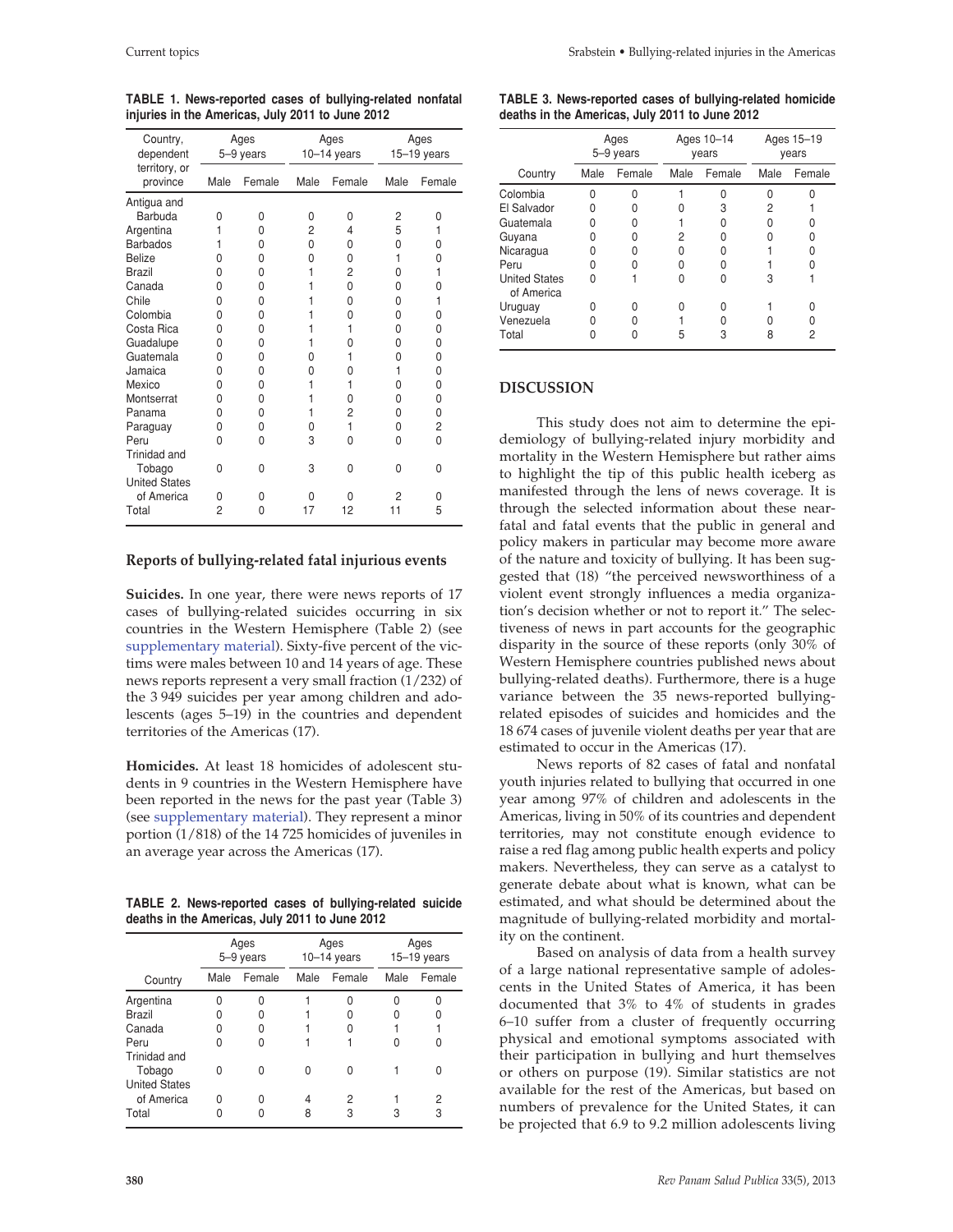**TABLE 1. News-reported cases of bullying-related nonfatal injuries in the Americas, July 2011 to June 2012**

| Country, dependent territory, or province | Ages 5–9 years | | Ages 10–14 years | | Ages 15–19 years | |
|---|---|---|---|---|---|---|
| | Male | Female | Male | Female | Male | Female |
| Antigua and Barbuda | 0 | 0 | 0 | 0 | 2 | 0 |
| Argentina | 1 | 0 | 2 | 4 | 5 | 1 |
| Barbados | 1 | 0 | 0 | 0 | 0 | 0 |
| Belize | 0 | 0 | 0 | 0 | 1 | 0 |
| Brazil | 0 | 0 | 1 | 2 | 0 | 1 |
| Canada | 0 | 0 | 1 | 0 | 0 | 0 |
| Chile | 0 | 0 | 1 | 0 | 0 | 1 |
| Colombia | 0 | 0 | 1 | 0 | 0 | 0 |
| Costa Rica | 0 | 0 | 1 | 1 | 0 | 0 |
| Guadalupe | 0 | 0 | 1 | 0 | 0 | 0 |
| Guatemala | 0 | 0 | 0 | 1 | 0 | 0 |
| Jamaica | 0 | 0 | 0 | 0 | 1 | 0 |
| Mexico | 0 | 0 | 1 | 1 | 0 | 0 |
| Montserrat | 0 | 0 | 1 | 0 | 0 | 0 |
| Panama | 0 | 0 | 1 | 2 | 0 | 0 |
| Paraguay | 0 | 0 | 0 | 1 | 0 | 2 |
| Peru | 0 | 0 | 3 | 0 | 0 | 0 |
| Trinidad and Tobago | 0 | 0 | 3 | 0 | 0 | 0 |
| United States of America | 0 | 0 | 0 | 0 | 2 | 0 |
| Total | 2 | 0 | 17 | 12 | 11 | 5 |

## Reports of bullying-related fatal injurious events

**Suicides.** In one year, there were news reports of 17 cases of bullying-related suicides occurring in six countries in the Western Hemisphere (Table 2) (see supplementary material). Sixty-five percent of the victims were males between 10 and 14 years of age. These news reports represent a very small fraction (1/232) of the 3 949 suicides per year among children and adolescents (ages 5–19) in the countries and dependent territories of the Americas (17).

**Homicides.** At least 18 homicides of adolescent students in 9 countries in the Western Hemisphere have been reported in the news for the past year (Table 3) (see supplementary material). They represent a minor portion (1/818) of the 14 725 homicides of juveniles in an average year across the Americas (17).

**TABLE 2. News-reported cases of bullying-related suicide deaths in the Americas, July 2011 to June 2012**

| Country | Ages 5–9 years | | Ages 10–14 years | | Ages 15–19 years | |
|---|---|---|---|---|---|---|
| | Male | Female | Male | Female | Male | Female |
| Argentina | 0 | 0 | 1 | 0 | 0 | 0 |
| Brazil | 0 | 0 | 1 | 0 | 0 | 0 |
| Canada | 0 | 0 | 1 | 0 | 1 | 1 |
| Peru | 0 | 0 | 1 | 1 | 0 | 0 |
| Trinidad and Tobago | 0 | 0 | 0 | 0 | 1 | 0 |
| United States of America | 0 | 0 | 4 | 2 | 1 | 2 |
| Total | 0 | 0 | 8 | 3 | 3 | 3 |

**TABLE 3. News-reported cases of bullying-related homicide deaths in the Americas, July 2011 to June 2012**

| Country | Ages 5–9 years | | Ages 10–14 years | | Ages 15–19 years | |
|---|---|---|---|---|---|---|
| | Male | Female | Male | Female | Male | Female |
| Colombia | 0 | 0 | 1 | 0 | 0 | 0 |
| El Salvador | 0 | 0 | 0 | 3 | 2 | 1 |
| Guatemala | 0 | 0 | 1 | 0 | 0 | 0 |
| Guyana | 0 | 0 | 2 | 0 | 0 | 0 |
| Nicaragua | 0 | 0 | 0 | 0 | 1 | 0 |
| Peru | 0 | 0 | 0 | 0 | 1 | 0 |
| United States of America | 0 | 1 | 0 | 0 | 3 | 1 |
| Uruguay | 0 | 0 | 0 | 0 | 1 | 0 |
| Venezuela | 0 | 0 | 1 | 0 | 0 | 0 |
| Total | 0 | 0 | 5 | 3 | 8 | 2 |

## DISCUSSION

This study does not aim to determine the epidemiology of bullying-related injury morbidity and mortality in the Western Hemisphere but rather aims to highlight the tip of this public health iceberg as manifested through the lens of news coverage. It is through the selected information about these near-fatal and fatal events that the public in general and policy makers in particular may become more aware of the nature and toxicity of bullying. It has been suggested that (18) "the perceived newsworthiness of a violent event strongly influences a media organization's decision whether or not to report it." The selectiveness of news in part accounts for the geographic disparity in the source of these reports (only 30% of Western Hemisphere countries published news about bullying-related deaths). Furthermore, there is a huge variance between the 35 news-reported bullying-related episodes of suicides and homicides and the 18 674 cases of juvenile violent deaths per year that are estimated to occur in the Americas (17).

News reports of 82 cases of fatal and nonfatal youth injuries related to bullying that occurred in one year among 97% of children and adolescents in the Americas, living in 50% of its countries and dependent territories, may not constitute enough evidence to raise a red flag among public health experts and policy makers. Nevertheless, they can serve as a catalyst to generate debate about what is known, what can be estimated, and what should be determined about the magnitude of bullying-related morbidity and mortality on the continent.

Based on analysis of data from a health survey of a large national representative sample of adolescents in the United States of America, it has been documented that 3% to 4% of students in grades 6–10 suffer from a cluster of frequently occurring physical and emotional symptoms associated with their participation in bullying and hurt themselves or others on purpose (19). Similar statistics are not available for the rest of the Americas, but based on numbers of prevalence for the United States, it can be projected that 6.9 to 9.2 million adolescents living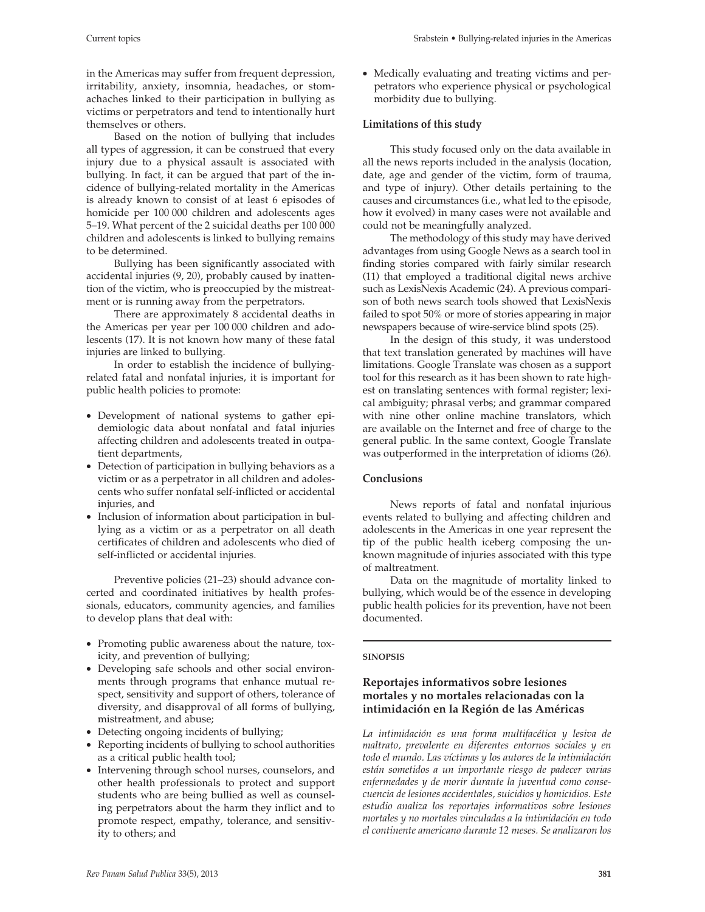in the Americas may suffer from frequent depression, irritability, anxiety, insomnia, headaches, or stomachaches linked to their participation in bullying as victims or perpetrators and tend to intentionally hurt themselves or others.

Based on the notion of bullying that includes all types of aggression, it can be construed that every injury due to a physical assault is associated with bullying. In fact, it can be argued that part of the incidence of bullying-related mortality in the Americas is already known to consist of at least 6 episodes of homicide per 100 000 children and adolescents ages 5–19. What percent of the 2 suicidal deaths per 100 000 children and adolescents is linked to bullying remains to be determined.

Bullying has been significantly associated with accidental injuries (9, 20), probably caused by inattention of the victim, who is preoccupied by the mistreatment or is running away from the perpetrators.

There are approximately 8 accidental deaths in the Americas per year per 100 000 children and adolescents (17). It is not known how many of these fatal injuries are linked to bullying.

In order to establish the incidence of bullying-related fatal and nonfatal injuries, it is important for public health policies to promote:

- Development of national systems to gather epidemiologic data about nonfatal and fatal injuries affecting children and adolescents treated in outpatient departments,
- Detection of participation in bullying behaviors as a victim or as a perpetrator in all children and adolescents who suffer nonfatal self-inflicted or accidental injuries, and
- Inclusion of information about participation in bullying as a victim or as a perpetrator on all death certificates of children and adolescents who died of self-inflicted or accidental injuries.

Preventive policies (21–23) should advance concerted and coordinated initiatives by health professionals, educators, community agencies, and families to develop plans that deal with:

- Promoting public awareness about the nature, toxicity, and prevention of bullying;
- Developing safe schools and other social environments through programs that enhance mutual respect, sensitivity and support of others, tolerance of diversity, and disapproval of all forms of bullying, mistreatment, and abuse;
- Detecting ongoing incidents of bullying;
- Reporting incidents of bullying to school authorities as a critical public health tool;
- Intervening through school nurses, counselors, and other health professionals to protect and support students who are being bullied as well as counseling perpetrators about the harm they inflict and to promote respect, empathy, tolerance, and sensitivity to others; and
- Medically evaluating and treating victims and perpetrators who experience physical or psychological morbidity due to bullying.

### Limitations of this study

This study focused only on the data available in all the news reports included in the analysis (location, date, age and gender of the victim, form of trauma, and type of injury). Other details pertaining to the causes and circumstances (i.e., what led to the episode, how it evolved) in many cases were not available and could not be meaningfully analyzed.

The methodology of this study may have derived advantages from using Google News as a search tool in finding stories compared with fairly similar research (11) that employed a traditional digital news archive such as LexisNexis Academic (24). A previous comparison of both news search tools showed that LexisNexis failed to spot 50% or more of stories appearing in major newspapers because of wire-service blind spots (25).

In the design of this study, it was understood that text translation generated by machines will have limitations. Google Translate was chosen as a support tool for this research as it has been shown to rate highest on translating sentences with formal register; lexical ambiguity; phrasal verbs; and grammar compared with nine other online machine translators, which are available on the Internet and free of charge to the general public. In the same context, Google Translate was outperformed in the interpretation of idioms (26).

### Conclusions

News reports of fatal and nonfatal injurious events related to bullying and affecting children and adolescents in the Americas in one year represent the tip of the public health iceberg composing the unknown magnitude of injuries associated with this type of maltreatment.

Data on the magnitude of mortality linked to bullying, which would be of the essence in developing public health policies for its prevention, have not been documented.

---

#### SINOPSIS

### Reportajes informativos sobre lesiones mortales y no mortales relacionadas con la intimidación en la Región de las Américas

*La intimidación es una forma multifacética y lesiva de maltrato, prevalente en diferentes entornos sociales y en todo el mundo. Las víctimas y los autores de la intimidación están sometidos a un importante riesgo de padecer varias enfermedades y de morir durante la juventud como consecuencia de lesiones accidentales, suicidios y homicidios. Este estudio analiza los reportajes informativos sobre lesiones mortales y no mortales vinculadas a la intimidación en todo el continente americano durante 12 meses. Se analizaron los*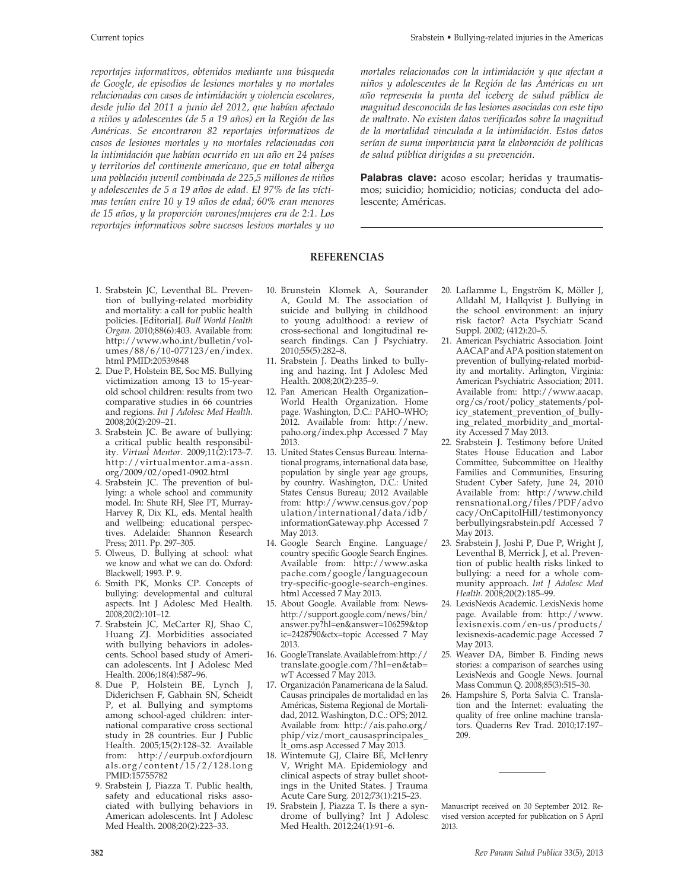*reportajes informativos, obtenidos mediante una búsqueda de Google, de episodios de lesiones mortales y no mortales relacionadas con casos de intimidación y violencia escolares, desde julio del 2011 a junio del 2012, que habían afectado a niños y adolescentes (de 5 a 19 años) en la Región de las Américas. Se encontraron 82 reportajes informativos de casos de lesiones mortales y no mortales relacionadas con la intimidación que habían ocurrido en un año en 24 países y territorios del continente americano, que en total alberga una población juvenil combinada de 225,5 millones de niños y adolescentes de 5 a 19 años de edad. El 97% de las víctimas tenían entre 10 y 19 años de edad; 60% eran menores de 15 años, y la proporción varones/mujeres era de 2:1. Los reportajes informativos sobre sucesos lesivos mortales y no mortales relacionados con la intimidación y que afectan a niños y adolescentes de la Región de las Américas en un año representa la punta del iceberg de salud pública de magnitud desconocida de las lesiones asociadas con este tipo de maltrato. No existen datos verificados sobre la magnitud de la mortalidad vinculada a la intimidación. Estos datos serían de suma importancia para la elaboración de políticas de salud pública dirigidas a su prevención.*

**Palabras clave:** acoso escolar; heridas y traumatismos; suicidio; homicidio; noticias; conducta del adolescente; Américas.

## REFERENCIAS

1. Srabstein JC, Leventhal BL. Prevention of bullying-related morbidity and mortality: a call for public health policies. [Editorial]. *Bull World Health Organ*. 2010;88(6):403. Available from: http://www.who.int/bulletin/volumes/88/6/10-077123/en/index.html PMID:20539848
2. Due P, Holstein BE, Soc MS. Bullying victimization among 13 to 15-year-old school children: results from two comparative studies in 66 countries and regions. *Int J Adolesc Med Health.* 2008;20(2):209–21.
3. Srabstein JC. Be aware of bullying: a critical public health responsibility. *Virtual Mentor*. 2009;11(2):173–7. http://virtualmentor.ama-assn.org/2009/02/oped1-0902.html
4. Srabstein JC. The prevention of bullying: a whole school and community model. In: Shute RH, Slee PT, Murray-Harvey R, Dix KL, eds. Mental health and wellbeing: educational perspectives. Adelaide: Shannon Research Press; 2011. Pp. 297–305.
5. Olweus, D. Bullying at school: what we know and what we can do. Oxford: Blackwell; 1993. P. 9.
6. Smith PK, Monks CP. Concepts of bullying: developmental and cultural aspects. Int J Adolesc Med Health. 2008;20(2):101–12.
7. Srabstein JC, McCarter RJ, Shao C, Huang ZJ. Morbidities associated with bullying behaviors in adolescents. School based study of American adolescents. Int J Adolesc Med Health. 2006;18(4):587–96.
8. Due P, Holstein BE, Lynch J, Diderichsen F, Gabhain SN, Scheidt P, et al. Bullying and symptoms among school-aged children: international comparative cross sectional study in 28 countries. Eur J Public Health. 2005;15(2):128–32. Available from: http://eurpub.oxfordjournals.org/content/15/2/128.long PMID:15755782
9. Srabstein J, Piazza T. Public health, safety and educational risks associated with bullying behaviors in American adolescents. Int J Adolesc Med Health. 2008;20(2):223–33.
10. Brunstein Klomek A, Sourander A, Gould M. The association of suicide and bullying in childhood to young adulthood: a review of cross-sectional and longitudinal research findings. Can J Psychiatry. 2010;55(5):282–8.
11. Srabstein J. Deaths linked to bullying and hazing. Int J Adolesc Med Health. 2008;20(2):235–9.
12. Pan American Health Organization–World Health Organization. Home page. Washington, D.C.: PAHO–WHO; 2012. Available from: http://new.paho.org/index.php Accessed 7 May 2013.
13. United States Census Bureau. International programs, international data base, population by single year age groups, by country. Washington, D.C.: United States Census Bureau; 2012 Available from: http://www.census.gov/population/international/data/idb/informationGateway.php Accessed 7 May 2013.
14. Google Search Engine. Language/country specific Google Search Engines. Available from: http://www.askapache.com/google/languagecountry-specific-google-search-engines.html Accessed 7 May 2013.
15. About Google. Available from: News-http://support.google.com/news/bin/answer.py?hl=en&answer=106259&topic=2428790&ctx=topic Accessed 7 May 2013.
16. Google Translate. Available from: http://translate.google.com/?hl=en&tab=wT Accessed 7 May 2013.
17. Organización Panamericana de la Salud. Causas principales de mortalidad en las Américas, Sistema Regional de Mortalidad, 2012. Washington, D.C.: OPS; 2012. Available from: http://ais.paho.org/phip/viz/mort_causasprincipales_lt_oms.asp Accessed 7 May 2013.
18. Wintemute GJ, Claire BE, McHenry V, Wright MA. Epidemiology and clinical aspects of stray bullet shootings in the United States. J Trauma Acute Care Surg. 2012;73(1):215–23.
19. Srabstein J, Piazza T. Is there a syndrome of bullying? Int J Adolesc Med Health. 2012;24(1):91–6.
20. Laflamme L, Engström K, Möller J, Alldahl M, Hallqvist J. Bullying in the school environment: an injury risk factor? Acta Psychiatr Scand Suppl. 2002; (412):20–5.
21. American Psychiatric Association. Joint AACAP and APA position statement on prevention of bullying-related morbidity and mortality. Arlington, Virginia: American Psychiatric Association; 2011. Available from: http://www.aacap.org/cs/root/policy_statements/policy_statement_prevention_of_bullying_related_morbidity_and_mortality Accessed 7 May 2013.
22. Srabstein J. Testimony before United States House Education and Labor Committee, Subcommittee on Healthy Families and Communities, Ensuring Student Cyber Safety, June 24, 2010 Available from: http://www.childrensnational.org/files/PDF/advocacy/OnCapitolHill/testimonyoncyberbullyingsrabstein.pdf Accessed 7 May 2013.
23. Srabstein J, Joshi P, Due P, Wright J, Leventhal B, Merrick J, et al. Prevention of public health risks linked to bullying: a need for a whole community approach. *Int J Adolesc Med Health.* 2008;20(2):185–99.
24. LexisNexis Academic. LexisNexis home page. Available from: http://www.lexisnexis.com/en-us/products/lexisnexis-academic.page Accessed 7 May 2013.
25. Weaver DA, Bimber B. Finding news stories: a comparison of searches using LexisNexis and Google News. Journal Mass Commun Q. 2008;85(3):515–30.
26. Hampshire S, Porta Salvia C. Translation and the Internet: evaluating the quality of free online machine translators. Quaderns Rev Trad. 2010;17:197–209.

Manuscript received on 30 September 2012. Revised version accepted for publication on 5 April 2013.